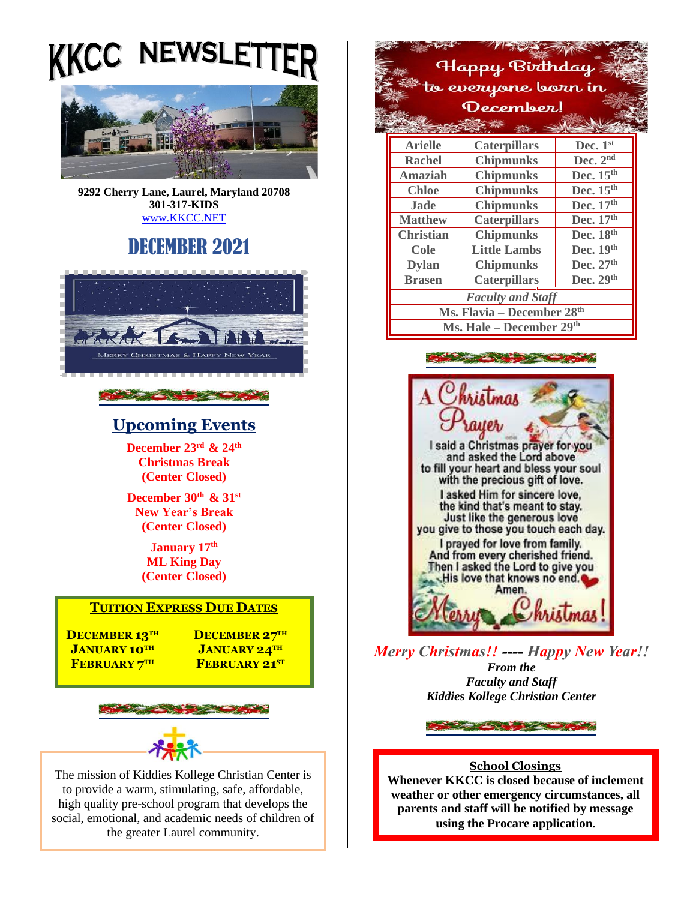# KKCC NEWSLETTER

**9292 Cherry Lane, Laurel, Maryland 20708**
**301-317-KIDS**
www.KKCC.NET

## DECEMBER 2021

MERRY CHRISTMAS & HAPPY NEW YEAR

## Upcoming Events

**December 23rd & 24th**
**Christmas Break**
**(Center Closed)**

**December 30th & 31st**
**New Year's Break**
**(Center Closed)**

**January 17th**
**ML King Day**
**(Center Closed)**

### TUITION EXPRESS DUE DATES

| | |
|---|---|
| **DECEMBER 13TH** | **DECEMBER 27TH** |
| **JANUARY 10TH** | **JANUARY 24TH** |
| **FEBRUARY 7TH** | **FEBRUARY 21ST** |

The mission of Kiddies Kollege Christian Center is to provide a warm, stimulating, safe, affordable, high quality pre-school program that develops the social, emotional, and academic needs of children of the greater Laurel community.

## Happy Birthday to everyone born in December!

| | | |
|---|---|---|
| **Arielle** | **Caterpillars** | **Dec. 1st** |
| **Rachel** | **Chipmunks** | **Dec. 2nd** |
| **Amaziah** | **Chipmunks** | **Dec. 15th** |
| **Chloe** | **Chipmunks** | **Dec. 15th** |
| **Jade** | **Chipmunks** | **Dec. 17th** |
| **Matthew** | **Caterpillars** | **Dec. 17th** |
| **Christian** | **Chipmunks** | **Dec. 18th** |
| **Cole** | **Little Lambs** | **Dec. 19th** |
| **Dylan** | **Chipmunks** | **Dec. 27th** |
| **Brasen** | **Caterpillars** | **Dec. 29th** |
| ***Faculty and Staff*** | | |
| **Ms. Flavia – December 28th** | | |
| **Ms. Hale – December 29th** | | |

A Christmas Prayer

I said a Christmas prayer for you
and asked the Lord above
to fill your heart and bless your soul
with the precious gift of love.
I asked Him for sincere love,
the kind that's meant to stay.
Just like the generous love
you give to those you touch each day.
I prayed for love from family.
And from every cherished friend.
Then I asked the Lord to give you
His love that knows no end.
Amen.

Merry Christmas!

***Merry Christmas!! ---- Happy New Year!!***
***From the***
***Faculty and Staff***
***Kiddies Kollege Christian Center***

**School Closings**
**Whenever KKCC is closed because of inclement weather or other emergency circumstances, all parents and staff will be notified by message using the Procare application.**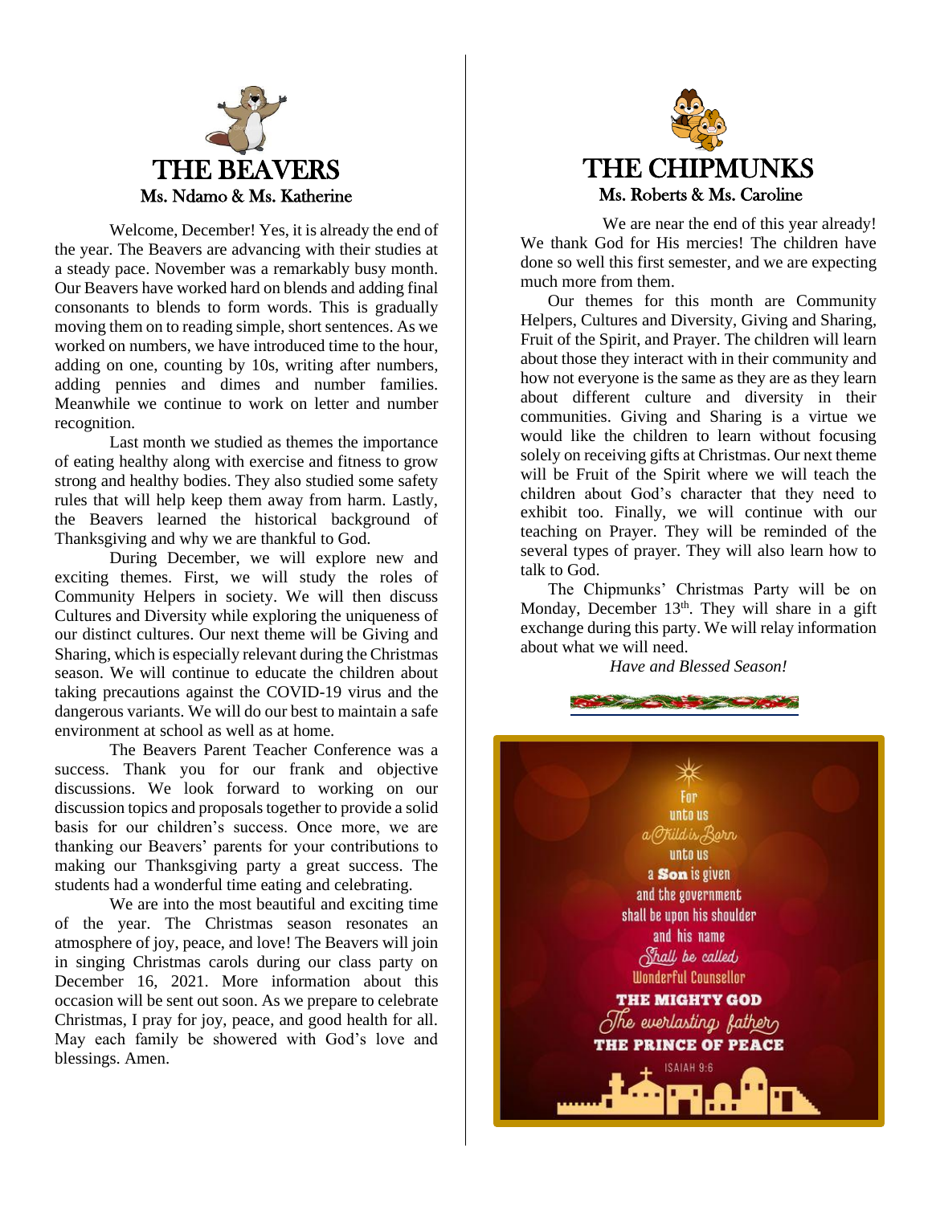# THE BEAVERS

## Ms. Ndamo & Ms. Katherine

Welcome, December! Yes, it is already the end of the year. The Beavers are advancing with their studies at a steady pace. November was a remarkably busy month. Our Beavers have worked hard on blends and adding final consonants to blends to form words. This is gradually moving them on to reading simple, short sentences. As we worked on numbers, we have introduced time to the hour, adding on one, counting by 10s, writing after numbers, adding pennies and dimes and number families. Meanwhile we continue to work on letter and number recognition.

Last month we studied as themes the importance of eating healthy along with exercise and fitness to grow strong and healthy bodies. They also studied some safety rules that will help keep them away from harm. Lastly, the Beavers learned the historical background of Thanksgiving and why we are thankful to God.

During December, we will explore new and exciting themes. First, we will study the roles of Community Helpers in society. We will then discuss Cultures and Diversity while exploring the uniqueness of our distinct cultures. Our next theme will be Giving and Sharing, which is especially relevant during the Christmas season. We will continue to educate the children about taking precautions against the COVID-19 virus and the dangerous variants. We will do our best to maintain a safe environment at school as well as at home.

The Beavers Parent Teacher Conference was a success. Thank you for our frank and objective discussions. We look forward to working on our discussion topics and proposals together to provide a solid basis for our children's success. Once more, we are thanking our Beavers' parents for your contributions to making our Thanksgiving party a great success. The students had a wonderful time eating and celebrating.

We are into the most beautiful and exciting time of the year. The Christmas season resonates an atmosphere of joy, peace, and love! The Beavers will join in singing Christmas carols during our class party on December 16, 2021. More information about this occasion will be sent out soon. As we prepare to celebrate Christmas, I pray for joy, peace, and good health for all. May each family be showered with God's love and blessings. Amen.

# THE CHIPMUNKS

## Ms. Roberts & Ms. Caroline

We are near the end of this year already! We thank God for His mercies! The children have done so well this first semester, and we are expecting much more from them.

Our themes for this month are Community Helpers, Cultures and Diversity, Giving and Sharing, Fruit of the Spirit, and Prayer. The children will learn about those they interact with in their community and how not everyone is the same as they are as they learn about different culture and diversity in their communities. Giving and Sharing is a virtue we would like the children to learn without focusing solely on receiving gifts at Christmas. Our next theme will be Fruit of the Spirit where we will teach the children about God's character that they need to exhibit too. Finally, we will continue with our teaching on Prayer. They will be reminded of the several types of prayer. They will also learn how to talk to God.

The Chipmunks' Christmas Party will be on Monday, December 13th. They will share in a gift exchange during this party. We will relay information about what we will need.

*Have and Blessed Season!*

For unto us a Child is Born unto us a **Son** is given and the government shall be upon his shoulder and his name Shall be called Wonderful Counsellor **THE MIGHTY GOD** The everlasting father **THE PRINCE OF PEACE**

ISAIAH 9:6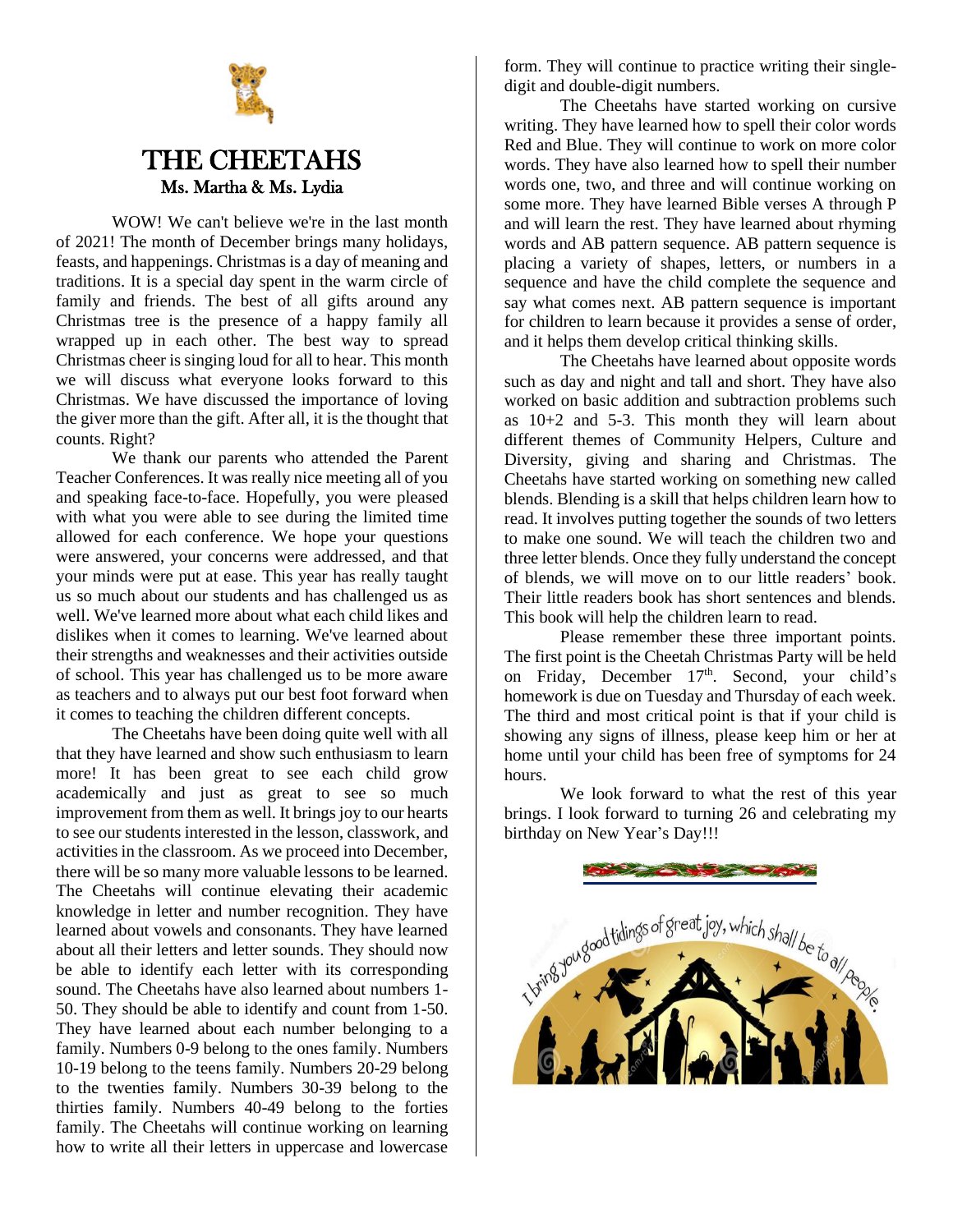// THE CHEETAHS
**Ms. Martha & Ms. Lydia**

WOW! We can't believe we're in the last month of 2021! The month of December brings many holidays, feasts, and happenings. Christmas is a day of meaning and traditions. It is a special day spent in the warm circle of family and friends. The best of all gifts around any Christmas tree is the presence of a happy family all wrapped up in each other. The best way to spread Christmas cheer is singing loud for all to hear. This month we will discuss what everyone looks forward to this Christmas. We have discussed the importance of loving the giver more than the gift. After all, it is the thought that counts. Right?

We thank our parents who attended the Parent Teacher Conferences. It was really nice meeting all of you and speaking face-to-face. Hopefully, you were pleased with what you were able to see during the limited time allowed for each conference. We hope your questions were answered, your concerns were addressed, and that your minds were put at ease. This year has really taught us so much about our students and has challenged us as well. We've learned more about what each child likes and dislikes when it comes to learning. We've learned about their strengths and weaknesses and their activities outside of school. This year has challenged us to be more aware as teachers and to always put our best foot forward when it comes to teaching the children different concepts.

The Cheetahs have been doing quite well with all that they have learned and show such enthusiasm to learn more! It has been great to see each child grow academically and just as great to see so much improvement from them as well. It brings joy to our hearts to see our students interested in the lesson, classwork, and activities in the classroom. As we proceed into December, there will be so many more valuable lessons to be learned. The Cheetahs will continue elevating their academic knowledge in letter and number recognition. They have learned about vowels and consonants. They have learned about all their letters and letter sounds. They should now be able to identify each letter with its corresponding sound. The Cheetahs have also learned about numbers 1-50. They should be able to identify and count from 1-50. They have learned about each number belonging to a family. Numbers 0-9 belong to the ones family. Numbers 10-19 belong to the teens family. Numbers 20-29 belong to the twenties family. Numbers 30-39 belong to the thirties family. Numbers 40-49 belong to the forties family. The Cheetahs will continue working on learning how to write all their letters in uppercase and lowercase form. They will continue to practice writing their single-digit and double-digit numbers.

The Cheetahs have started working on cursive writing. They have learned how to spell their color words Red and Blue. They will continue to work on more color words. They have also learned how to spell their number words one, two, and three and will continue working on some more. They have learned Bible verses A through P and will learn the rest. They have learned about rhyming words and AB pattern sequence. AB pattern sequence is placing a variety of shapes, letters, or numbers in a sequence and have the child complete the sequence and say what comes next. AB pattern sequence is important for children to learn because it provides a sense of order, and it helps them develop critical thinking skills.

The Cheetahs have learned about opposite words such as day and night and tall and short. They have also worked on basic addition and subtraction problems such as 10+2 and 5-3. This month they will learn about different themes of Community Helpers, Culture and Diversity, giving and sharing and Christmas. The Cheetahs have started working on something new called blends. Blending is a skill that helps children learn how to read. It involves putting together the sounds of two letters to make one sound. We will teach the children two and three letter blends. Once they fully understand the concept of blends, we will move on to our little readers' book. Their little readers book has short sentences and blends. This book will help the children learn to read.

Please remember these three important points. The first point is the Cheetah Christmas Party will be held on Friday, December 17th. Second, your child's homework is due on Tuesday and Thursday of each week. The third and most critical point is that if your child is showing any signs of illness, please keep him or her at home until your child has been free of symptoms for 24 hours.

We look forward to what the rest of this year brings. I look forward to turning 26 and celebrating my birthday on New Year's Day!!!

I bring you good tidings of great joy, which shall be to all people.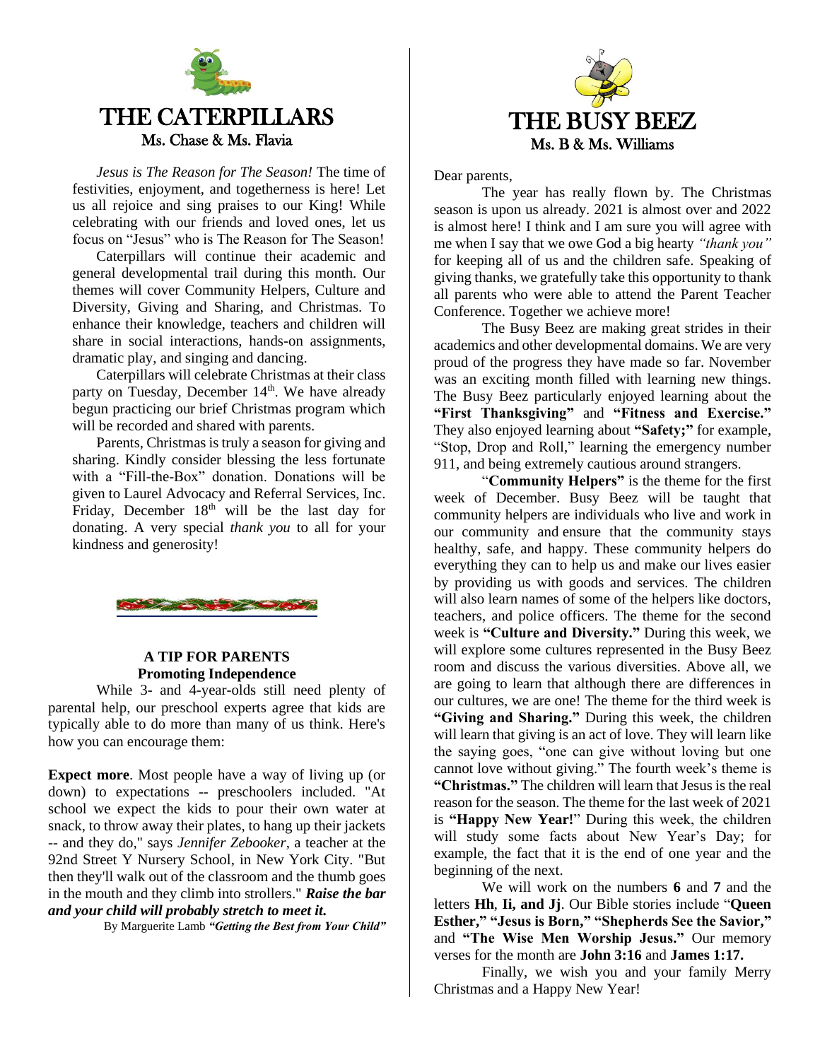# THE CATERPILLARS

## Ms. Chase & Ms. Flavia

*Jesus is The Reason for The Season!* The time of festivities, enjoyment, and togetherness is here! Let us all rejoice and sing praises to our King! While celebrating with our friends and loved ones, let us focus on "Jesus" who is The Reason for The Season!

Caterpillars will continue their academic and general developmental trail during this month. Our themes will cover Community Helpers, Culture and Diversity, Giving and Sharing, and Christmas. To enhance their knowledge, teachers and children will share in social interactions, hands-on assignments, dramatic play, and singing and dancing.

Caterpillars will celebrate Christmas at their class party on Tuesday, December 14th. We have already begun practicing our brief Christmas program which will be recorded and shared with parents.

Parents, Christmas is truly a season for giving and sharing. Kindly consider blessing the less fortunate with a "Fill-the-Box" donation. Donations will be given to Laurel Advocacy and Referral Services, Inc. Friday, December 18th will be the last day for donating. A very special *thank you* to all for your kindness and generosity!

### A TIP FOR PARENTS
### Promoting Independence

While 3- and 4-year-olds still need plenty of parental help, our preschool experts agree that kids are typically able to do more than many of us think. Here's how you can encourage them:

**Expect more**. Most people have a way of living up (or down) to expectations -- preschoolers included. "At school we expect the kids to pour their own water at snack, to throw away their plates, to hang up their jackets -- and they do," says *Jennifer Zebooker*, a teacher at the 92nd Street Y Nursery School, in New York City. "But then they'll walk out of the classroom and the thumb goes in the mouth and they climb into strollers." ***Raise the bar and your child will probably stretch to meet it.***

By Marguerite Lamb ***"Getting the Best from Your Child"***

# THE BUSY BEEZ

## Ms. B & Ms. Williams

Dear parents,

The year has really flown by. The Christmas season is upon us already. 2021 is almost over and 2022 is almost here! I think and I am sure you will agree with me when I say that we owe God a big hearty *"thank you"* for keeping all of us and the children safe. Speaking of giving thanks, we gratefully take this opportunity to thank all parents who were able to attend the Parent Teacher Conference. Together we achieve more!

The Busy Beez are making great strides in their academics and other developmental domains. We are very proud of the progress they have made so far. November was an exciting month filled with learning new things. The Busy Beez particularly enjoyed learning about the **"First Thanksgiving"** and **"Fitness and Exercise."** They also enjoyed learning about **"Safety;"** for example, "Stop, Drop and Roll," learning the emergency number 911, and being extremely cautious around strangers.

"**Community Helpers"** is the theme for the first week of December. Busy Beez will be taught that community helpers are individuals who live and work in our community and ensure that the community stays healthy, safe, and happy. These community helpers do everything they can to help us and make our lives easier by providing us with goods and services. The children will also learn names of some of the helpers like doctors, teachers, and police officers. The theme for the second week is **"Culture and Diversity."** During this week, we will explore some cultures represented in the Busy Beez room and discuss the various diversities. Above all, we are going to learn that although there are differences in our cultures, we are one! The theme for the third week is **"Giving and Sharing."** During this week, the children will learn that giving is an act of love. They will learn like the saying goes, "one can give without loving but one cannot love without giving." The fourth week's theme is **"Christmas."** The children will learn that Jesus is the real reason for the season. The theme for the last week of 2021 is **"Happy New Year!"** During this week, the children will study some facts about New Year's Day; for example, the fact that it is the end of one year and the beginning of the next.

We will work on the numbers **6** and **7** and the letters **Hh**, **Ii, and Jj**. Our Bible stories include "**Queen Esther," "Jesus is Born," "Shepherds See the Savior,"** and **"The Wise Men Worship Jesus."** Our memory verses for the month are **John 3:16** and **James 1:17.**

Finally, we wish you and your family Merry Christmas and a Happy New Year!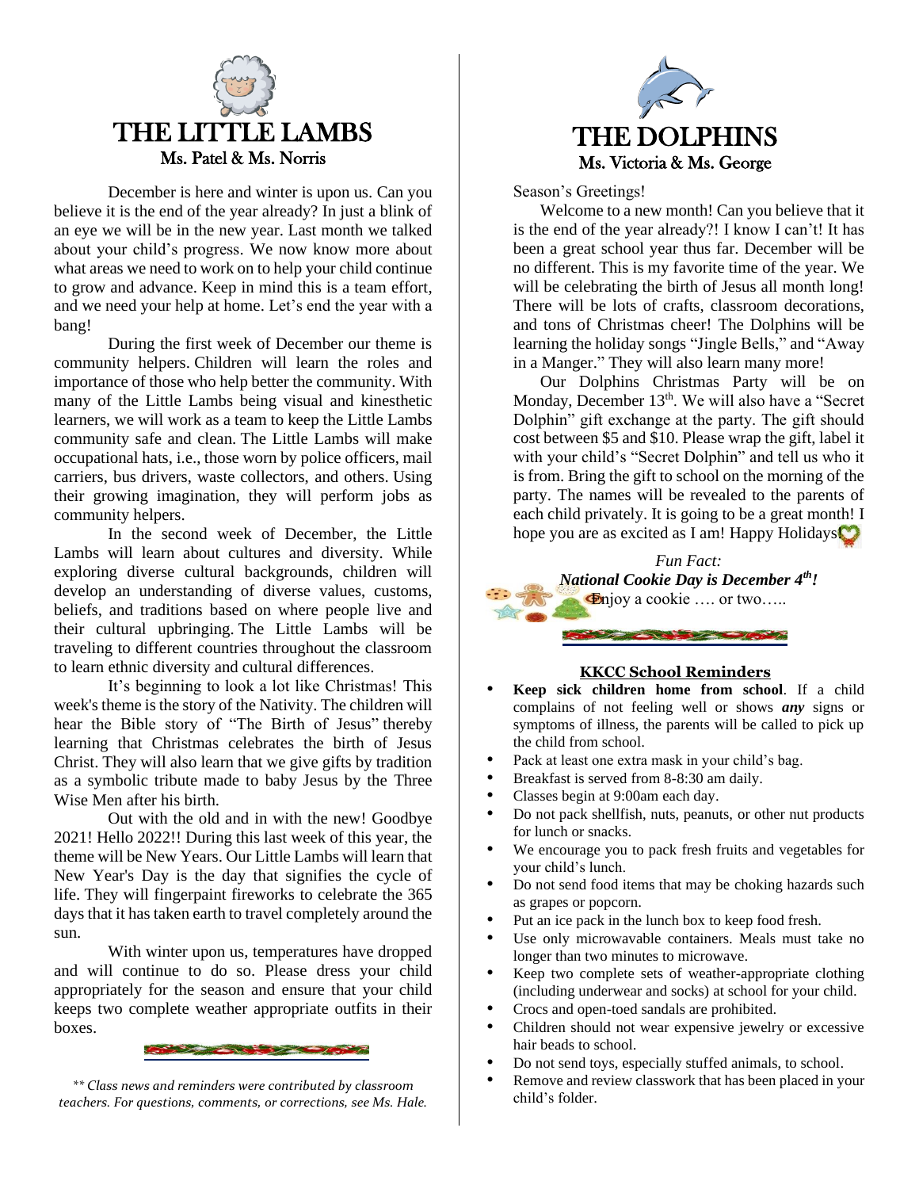# THE LITTLE LAMBS

Ms. Patel & Ms. Norris

December is here and winter is upon us. Can you believe it is the end of the year already? In just a blink of an eye we will be in the new year. Last month we talked about your child's progress. We now know more about what areas we need to work on to help your child continue to grow and advance. Keep in mind this is a team effort, and we need your help at home. Let's end the year with a bang!

During the first week of December our theme is community helpers. Children will learn the roles and importance of those who help better the community. With many of the Little Lambs being visual and kinesthetic learners, we will work as a team to keep the Little Lambs community safe and clean. The Little Lambs will make occupational hats, i.e., those worn by police officers, mail carriers, bus drivers, waste collectors, and others. Using their growing imagination, they will perform jobs as community helpers.

In the second week of December, the Little Lambs will learn about cultures and diversity. While exploring diverse cultural backgrounds, children will develop an understanding of diverse values, customs, beliefs, and traditions based on where people live and their cultural upbringing. The Little Lambs will be traveling to different countries throughout the classroom to learn ethnic diversity and cultural differences.

It's beginning to look a lot like Christmas! This week's theme is the story of the Nativity. The children will hear the Bible story of "The Birth of Jesus" thereby learning that Christmas celebrates the birth of Jesus Christ. They will also learn that we give gifts by tradition as a symbolic tribute made to baby Jesus by the Three Wise Men after his birth.

Out with the old and in with the new! Goodbye 2021! Hello 2022!! During this last week of this year, the theme will be New Years. Our Little Lambs will learn that New Year's Day is the day that signifies the cycle of life. They will fingerpaint fireworks to celebrate the 365 days that it has taken earth to travel completely around the sun.

With winter upon us, temperatures have dropped and will continue to do so. Please dress your child appropriately for the season and ensure that your child keeps two complete weather appropriate outfits in their boxes.

*\*\* Class news and reminders were contributed by classroom teachers. For questions, comments, or corrections, see Ms. Hale.*

# THE DOLPHINS

Ms. Victoria & Ms. George

Season's Greetings!

Welcome to a new month! Can you believe that it is the end of the year already?! I know I can't! It has been a great school year thus far. December will be no different. This is my favorite time of the year. We will be celebrating the birth of Jesus all month long! There will be lots of crafts, classroom decorations, and tons of Christmas cheer! The Dolphins will be learning the holiday songs "Jingle Bells," and "Away in a Manger." They will also learn many more!

Our Dolphins Christmas Party will be on Monday, December 13th. We will also have a "Secret Dolphin" gift exchange at the party. The gift should cost between $5 and $10. Please wrap the gift, label it with your child's "Secret Dolphin" and tell us who it is from. Bring the gift to school on the morning of the party. The names will be revealed to the parents of each child privately. It is going to be a great month! I hope you are as excited as I am! Happy Holidays!

*Fun Fact:*

***National Cookie Day is December 4th!***

Enjoy a cookie …. or two…..

## KKCC School Reminders

- **Keep sick children home from school**. If a child complains of not feeling well or shows ***any*** signs or symptoms of illness, the parents will be called to pick up the child from school.
- Pack at least one extra mask in your child's bag.
- Breakfast is served from 8-8:30 am daily.
- Classes begin at 9:00am each day.
- Do not pack shellfish, nuts, peanuts, or other nut products for lunch or snacks.
- We encourage you to pack fresh fruits and vegetables for your child's lunch.
- Do not send food items that may be choking hazards such as grapes or popcorn.
- Put an ice pack in the lunch box to keep food fresh.
- Use only microwavable containers. Meals must take no longer than two minutes to microwave.
- Keep two complete sets of weather-appropriate clothing (including underwear and socks) at school for your child.
- Crocs and open-toed sandals are prohibited.
- Children should not wear expensive jewelry or excessive hair beads to school.
- Do not send toys, especially stuffed animals, to school.
- Remove and review classwork that has been placed in your child's folder.